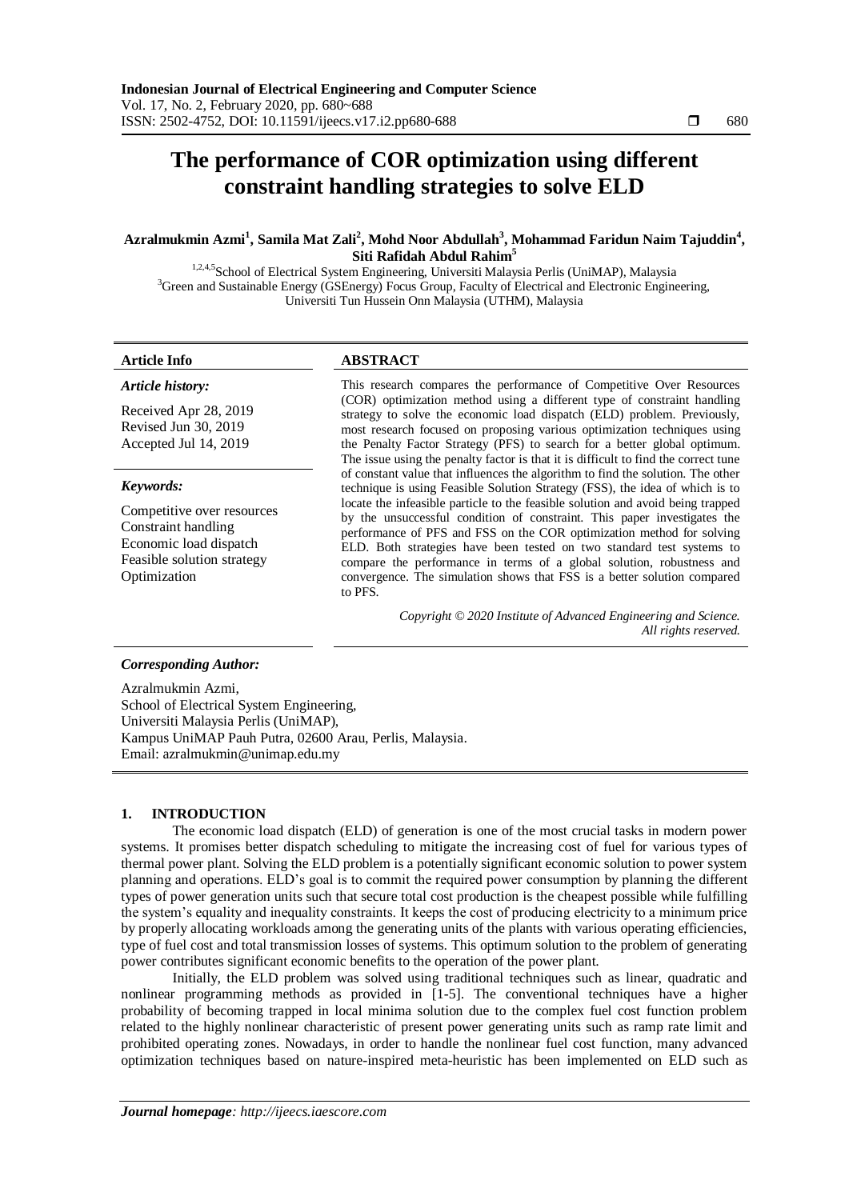# The performance of COR optimization using different constraint handling strategies to solve ELD

**Azralmukmin Azmi[1], Samila Mat Zali[2], Mohd Noor Abdullah[3], Mohammad Faridun Naim Tajuddin[4], Siti Rafidah Abdul Rahim[5]**

[1,2,4,5]School of Electrical System Engineering, Universiti Malaysia Perlis (UniMAP), Malaysia
[3]Green and Sustainable Energy (GSEnergy) Focus Group, Faculty of Electrical and Electronic Engineering, Universiti Tun Hussein Onn Malaysia (UTHM), Malaysia

---

**Article Info**

***Article history:***

Received Apr 28, 2019
Revised Jun 30, 2019
Accepted Jul 14, 2019

***Keywords:***

Competitive over resources
Constraint handling
Economic load dispatch
Feasible solution strategy
Optimization

**ABSTRACT**

This research compares the performance of Competitive Over Resources (COR) optimization method using a different type of constraint handling strategy to solve the economic load dispatch (ELD) problem. Previously, most research focused on proposing various optimization techniques using the Penalty Factor Strategy (PFS) to search for a better global optimum. The issue using the penalty factor is that it is difficult to find the correct tune of constant value that influences the algorithm to find the solution. The other technique is using Feasible Solution Strategy (FSS), the idea of which is to locate the infeasible particle to the feasible solution and avoid being trapped by the unsuccessful condition of constraint. This paper investigates the performance of PFS and FSS on the COR optimization method for solving ELD. Both strategies have been tested on two standard test systems to compare the performance in terms of a global solution, robustness and convergence. The simulation shows that FSS is a better solution compared to PFS.

*Copyright © 2020 Institute of Advanced Engineering and Science. All rights reserved.*

---

***Corresponding Author:***

Azralmukmin Azmi,
School of Electrical System Engineering,
Universiti Malaysia Perlis (UniMAP),
Kampus UniMAP Pauh Putra, 02600 Arau, Perlis, Malaysia.
Email: azralmukmin@unimap.edu.my

## 1. INTRODUCTION

The economic load dispatch (ELD) of generation is one of the most crucial tasks in modern power systems. It promises better dispatch scheduling to mitigate the increasing cost of fuel for various types of thermal power plant. Solving the ELD problem is a potentially significant economic solution to power system planning and operations. ELD's goal is to commit the required power consumption by planning the different types of power generation units such that secure total cost production is the cheapest possible while fulfilling the system's equality and inequality constraints. It keeps the cost of producing electricity to a minimum price by properly allocating workloads among the generating units of the plants with various operating efficiencies, type of fuel cost and total transmission losses of systems. This optimum solution to the problem of generating power contributes significant economic benefits to the operation of the power plant.

Initially, the ELD problem was solved using traditional techniques such as linear, quadratic and nonlinear programming methods as provided in [1-5]. The conventional techniques have a higher probability of becoming trapped in local minima solution due to the complex fuel cost function problem related to the highly nonlinear characteristic of present power generating units such as ramp rate limit and prohibited operating zones. Nowadays, in order to handle the nonlinear fuel cost function, many advanced optimization techniques based on nature-inspired meta-heuristic has been implemented on ELD such as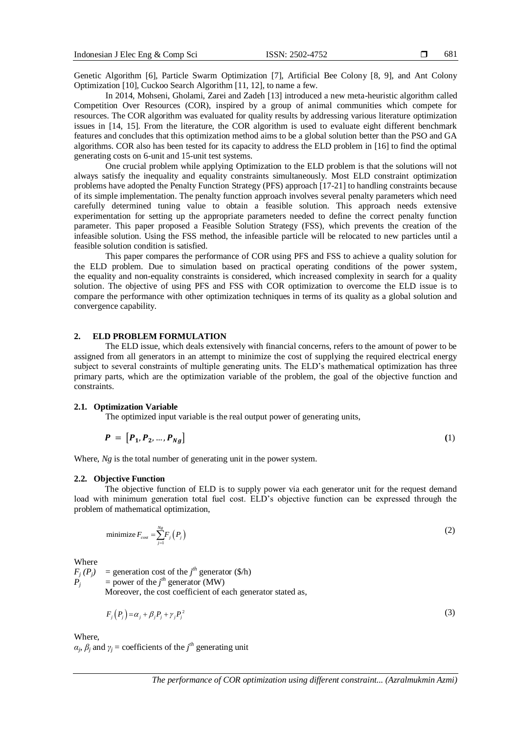Genetic Algorithm [6], Particle Swarm Optimization [7], Artificial Bee Colony [8, 9], and Ant Colony Optimization [10], Cuckoo Search Algorithm [11, 12], to name a few.

In 2014, Mohseni, Gholami, Zarei and Zadeh [13] introduced a new meta-heuristic algorithm called Competition Over Resources (COR), inspired by a group of animal communities which compete for resources. The COR algorithm was evaluated for quality results by addressing various literature optimization issues in [14, 15]. From the literature, the COR algorithm is used to evaluate eight different benchmark features and concludes that this optimization method aims to be a global solution better than the PSO and GA algorithms. COR also has been tested for its capacity to address the ELD problem in [16] to find the optimal generating costs on 6-unit and 15-unit test systems.

One crucial problem while applying Optimization to the ELD problem is that the solutions will not always satisfy the inequality and equality constraints simultaneously. Most ELD constraint optimization problems have adopted the Penalty Function Strategy (PFS) approach [17-21] to handling constraints because of its simple implementation. The penalty function approach involves several penalty parameters which need carefully determined tuning value to obtain a feasible solution. This approach needs extensive experimentation for setting up the appropriate parameters needed to define the correct penalty function parameter. This paper proposed a Feasible Solution Strategy (FSS), which prevents the creation of the infeasible solution. Using the FSS method, the infeasible particle will be relocated to new particles until a feasible solution condition is satisfied.

This paper compares the performance of COR using PFS and FSS to achieve a quality solution for the ELD problem. Due to simulation based on practical operating conditions of the power system, the equality and non-equality constraints is considered, which increased complexity in search for a quality solution. The objective of using PFS and FSS with COR optimization to overcome the ELD issue is to compare the performance with other optimization techniques in terms of its quality as a global solution and convergence capability.

## 2. ELD PROBLEM FORMULATION

The ELD issue, which deals extensively with financial concerns, refers to the amount of power to be assigned from all generators in an attempt to minimize the cost of supplying the required electrical energy subject to several constraints of multiple generating units. The ELD's mathematical optimization has three primary parts, which are the optimization variable of the problem, the goal of the objective function and constraints.

### 2.1. Optimization Variable

The optimized input variable is the real output power of generating units,

$$\boldsymbol{P} = [\boldsymbol{P_1}, \boldsymbol{P_2}, \ldots, \boldsymbol{P_{Ng}}] \tag{1}$$

Where, $Ng$ is the total number of generating unit in the power system.

### 2.2. Objective Function

The objective function of ELD is to supply power via each generator unit for the request demand load with minimum generation total fuel cost. ELD's objective function can be expressed through the problem of mathematical optimization,

$$\text{minimize } F_{cost} = \sum_{j=1}^{Ng} F_j(P_j) \tag{2}$$

Where
$F_j(P_j)$ = generation cost of the $j^{th}$ generator (\$/h)
$P_j$ = power of the $j^{th}$ generator (MW)

Moreover, the cost coefficient of each generator stated as,

$$F_j(P_j) = \alpha_j + \beta_j P_j + \gamma_j P_j^2 \tag{3}$$

Where,
$\alpha_j$, $\beta_j$ and $\gamma_j$ = coefficients of the $j^{th}$ generating unit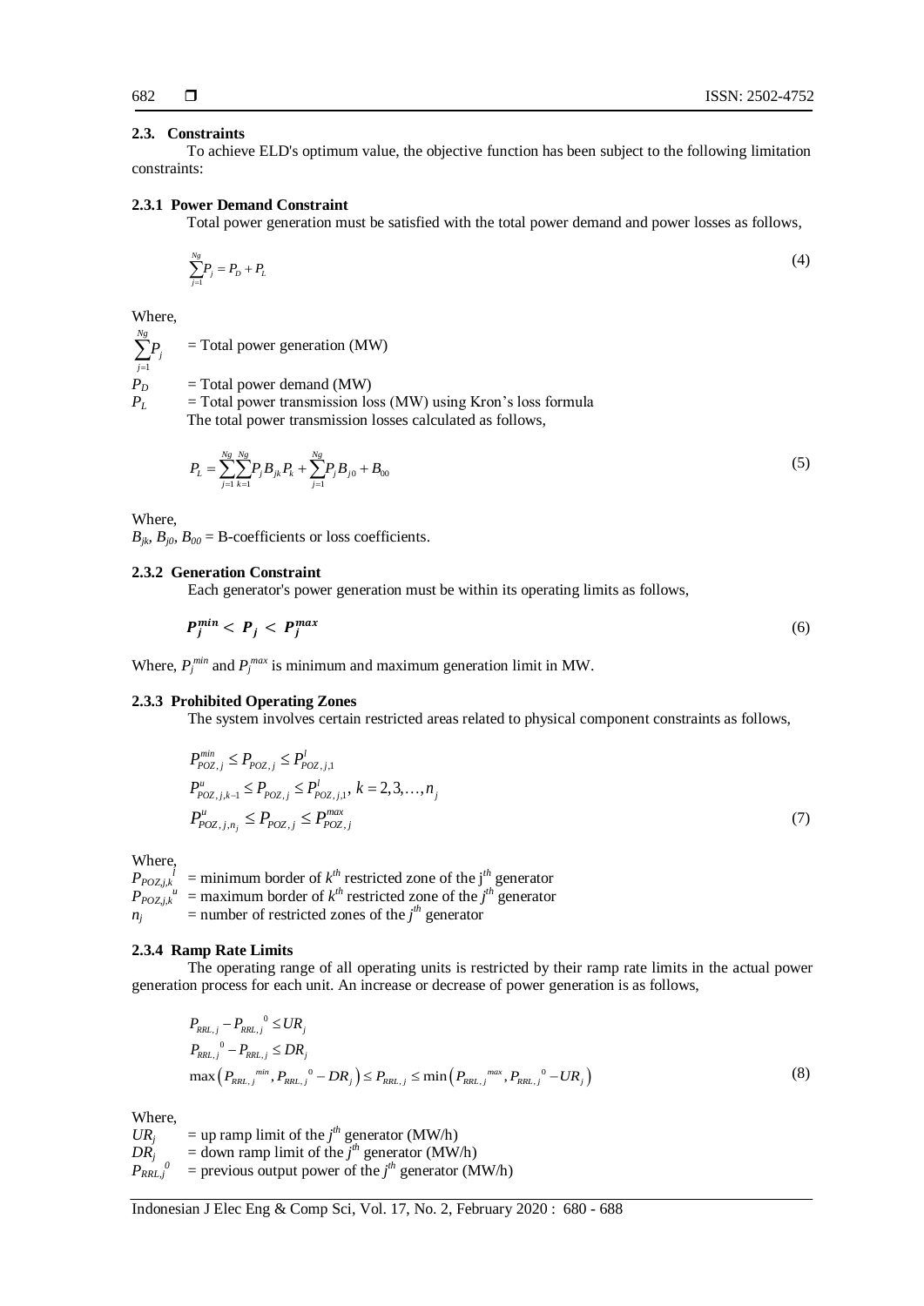### 2.3. Constraints

To achieve ELD's optimum value, the objective function has been subject to the following limitation constraints:

#### 2.3.1 Power Demand Constraint

Total power generation must be satisfied with the total power demand and power losses as follows,

$$\sum_{j=1}^{Ng} P_j = P_D + P_L \tag{4}$$

Where,

$\sum_{j=1}^{Ng} P_j$ = Total power generation (MW)

$P_D$ = Total power demand (MW)

$P_L$ = Total power transmission loss (MW) using Kron's loss formula

The total power transmission losses calculated as follows,

$$P_L = \sum_{j=1}^{Ng}\sum_{k=1}^{Ng} P_j B_{jk} P_k + \sum_{j=1}^{Ng} P_j B_{j0} + B_{00} \tag{5}$$

Where,

$B_{jk}$, $B_{j0}$, $B_{00}$ = B-coefficients or loss coefficients.

#### 2.3.2 Generation Constraint

Each generator's power generation must be within its operating limits as follows,

$$P_j^{min} < P_j < P_j^{max} \tag{6}$$

Where, $P_j^{min}$ and $P_j^{max}$ is minimum and maximum generation limit in MW.

#### 2.3.3 Prohibited Operating Zones

The system involves certain restricted areas related to physical component constraints as follows,

$$\begin{aligned}
&P_{POZ,j}^{min} \le P_{POZ,j} \le P_{POZ,j,1}^{l} \\
&P_{POZ,j,k-1}^{u} \le P_{POZ,j} \le P_{POZ,j,1}^{l},\ k = 2,3,\ldots,n_j \\
&P_{POZ,j,n_j}^{u} \le P_{POZ,j} \le P_{POZ,j}^{max}
\end{aligned} \tag{7}$$

Where,

$P_{POZ,j,k}^{l}$ = minimum border of $k^{th}$ restricted zone of the $j^{th}$ generator

$P_{POZ,j,k}^{u}$ = maximum border of $k^{th}$ restricted zone of the $j^{th}$ generator

$n_j$ = number of restricted zones of the $j^{th}$ generator

#### 2.3.4 Ramp Rate Limits

The operating range of all operating units is restricted by their ramp rate limits in the actual power generation process for each unit. An increase or decrease of power generation is as follows,

$$\begin{aligned}
&P_{RRL,j} - P_{RRL,j}^{\ 0} \le UR_j \\
&P_{RRL,j}^{\ 0} - P_{RRL,j} \le DR_j \\
&\max\left(P_{RRL,j}^{\ min}, P_{RRL,j}^{\ 0} - DR_j\right) \le P_{RRL,j} \le \min\left(P_{RRL,j}^{\ max}, P_{RRL,j}^{\ 0} - UR_j\right)
\end{aligned} \tag{8}$$

Where,

$UR_j$ = up ramp limit of the $j^{th}$ generator (MW/h)

$DR_j$ = down ramp limit of the $j^{th}$ generator (MW/h)

$P_{RRL,j}^{0}$ = previous output power of the $j^{th}$ generator (MW/h)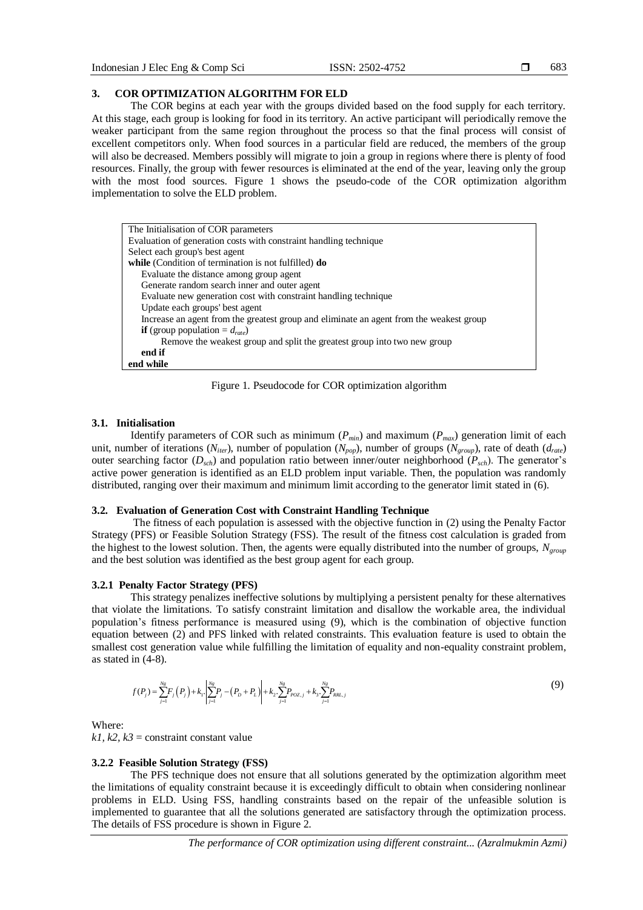## 3. COR OPTIMIZATION ALGORITHM FOR ELD

The COR begins at each year with the groups divided based on the food supply for each territory. At this stage, each group is looking for food in its territory. An active participant will periodically remove the weaker participant from the same region throughout the process so that the final process will consist of excellent competitors only. When food sources in a particular field are reduced, the members of the group will also be decreased. Members possibly will migrate to join a group in regions where there is plenty of food resources. Finally, the group with fewer resources is eliminated at the end of the year, leaving only the group with the most food sources. Figure 1 shows the pseudo-code of the COR optimization algorithm implementation to solve the ELD problem.

```
The Initialisation of COR parameters
Evaluation of generation costs with constraint handling technique
Select each group's best agent
while (Condition of termination is not fulfilled) do
    Evaluate the distance among group agent
    Generate random search inner and outer agent
    Evaluate new generation cost with constraint handling technique
    Update each groups' best agent
    Increase an agent from the greatest group and eliminate an agent from the weakest group
    if (group population = d_rate)
        Remove the weakest group and split the greatest group into two new group
    end if
end while
```

Figure 1. Pseudocode for COR optimization algorithm

### 3.1. Initialisation

Identify parameters of COR such as minimum ($P_{min}$) and maximum ($P_{max}$) generation limit of each unit, number of iterations ($N_{iter}$), number of population ($N_{pop}$), number of groups ($N_{group}$), rate of death ($d_{rate}$) outer searching factor ($D_{sch}$) and population ratio between inner/outer neighborhood ($P_{sch}$). The generator's active power generation is identified as an ELD problem input variable. Then, the population was randomly distributed, ranging over their maximum and minimum limit according to the generator limit stated in (6).

### 3.2. Evaluation of Generation Cost with Constraint Handling Technique

The fitness of each population is assessed with the objective function in (2) using the Penalty Factor Strategy (PFS) or Feasible Solution Strategy (FSS). The result of the fitness cost calculation is graded from the highest to the lowest solution. Then, the agents were equally distributed into the number of groups, $N_{group}$ and the best solution was identified as the best group agent for each group.

#### 3.2.1 Penalty Factor Strategy (PFS)

This strategy penalizes ineffective solutions by multiplying a persistent penalty for these alternatives that violate the limitations. To satisfy constraint limitation and disallow the workable area, the individual population's fitness performance is measured using (9), which is the combination of objective function equation between (2) and PFS linked with related constraints. This evaluation feature is used to obtain the smallest cost generation value while fulfilling the limitation of equality and non-equality constraint problem, as stated in (4-8).

$$f(P_j)=\sum_{j=1}^{Ng}F_j\left(P_j\right)+k_1\left|\sum_{j=1}^{Ng}P_j-\left(P_D+P_L\right)\right|+k_2.\sum_{j=1}^{Ng}P_{POZ,j}+k_3.\sum_{j=1}^{Ng}P_{RRL,j} \tag{9}$$

Where:
$k1, k2, k3$ = constraint constant value

#### 3.2.2 Feasible Solution Strategy (FSS)

The PFS technique does not ensure that all solutions generated by the optimization algorithm meet the limitations of equality constraint because it is exceedingly difficult to obtain when considering nonlinear problems in ELD. Using FSS, handling constraints based on the repair of the unfeasible solution is implemented to guarantee that all the solutions generated are satisfactory through the optimization process. The details of FSS procedure is shown in Figure 2.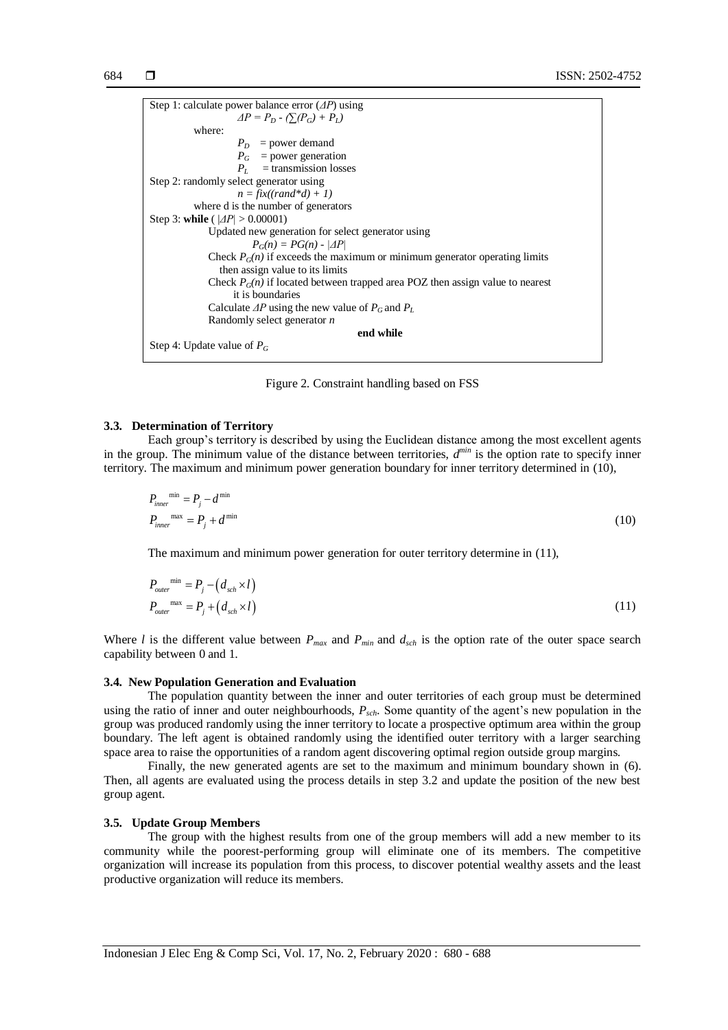Step 1: calculate power balance error ($\Delta P$) using

$$\Delta P = P_D - (\sum(P_G) + P_L)$$

where:

$P_D$ = power demand
$P_G$ = power generation
$P_L$ = transmission losses

Step 2: randomly select generator using

$$n = fix((rand*d) + 1)$$

where d is the number of generators

Step 3: **while** ( $|\Delta P| > 0.00001$)

Updated new generation for select generator using

$$P_G(n) = PG(n) - |\Delta P|$$

Check $P_G(n)$ if exceeds the maximum or minimum generator operating limits then assign value to its limits

Check $P_G(n)$ if located between trapped area POZ then assign value to nearest it is boundaries

Calculate $\Delta P$ using the new value of $P_G$ and $P_L$

Randomly select generator $n$

**end while**

Step 4: Update value of $P_G$

Figure 2. Constraint handling based on FSS

### 3.3. Determination of Territory

Each group's territory is described by using the Euclidean distance among the most excellent agents in the group. The minimum value of the distance between territories, $d^{min}$ is the option rate to specify inner territory. The maximum and minimum power generation boundary for inner territory determined in (10),

$$P_{inner}^{\ min} = P_j - d^{\min}$$
$$P_{inner}^{\ max} = P_j + d^{\min} \quad (10)$$

The maximum and minimum power generation for outer territory determine in (11),

$$P_{outer}^{\ min} = P_j - \left(d_{sch} \times l\right)$$
$$P_{outer}^{\ max} = P_j + \left(d_{sch} \times l\right) \quad (11)$$

Where $l$ is the different value between $P_{max}$ and $P_{min}$ and $d_{sch}$ is the option rate of the outer space search capability between 0 and 1.

### 3.4. New Population Generation and Evaluation

The population quantity between the inner and outer territories of each group must be determined using the ratio of inner and outer neighbourhoods, $P_{sch}$. Some quantity of the agent's new population in the group was produced randomly using the inner territory to locate a prospective optimum area within the group boundary. The left agent is obtained randomly using the identified outer territory with a larger searching space area to raise the opportunities of a random agent discovering optimal region outside group margins.

Finally, the new generated agents are set to the maximum and minimum boundary shown in (6). Then, all agents are evaluated using the process details in step 3.2 and update the position of the new best group agent.

### 3.5. Update Group Members

The group with the highest results from one of the group members will add a new member to its community while the poorest-performing group will eliminate one of its members. The competitive organization will increase its population from this process, to discover potential wealthy assets and the least productive organization will reduce its members.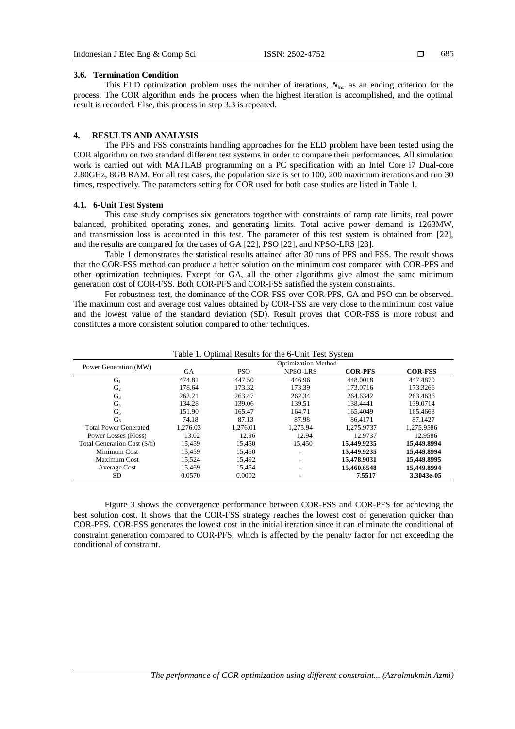### 3.6. Termination Condition

This ELD optimization problem uses the number of iterations, $N_{iter}$ as an ending criterion for the process. The COR algorithm ends the process when the highest iteration is accomplished, and the optimal result is recorded. Else, this process in step 3.3 is repeated.

## 4. RESULTS AND ANALYSIS

The PFS and FSS constraints handling approaches for the ELD problem have been tested using the COR algorithm on two standard different test systems in order to compare their performances. All simulation work is carried out with MATLAB programming on a PC specification with an Intel Core i7 Dual-core 2.80GHz, 8GB RAM. For all test cases, the population size is set to 100, 200 maximum iterations and run 30 times, respectively. The parameters setting for COR used for both case studies are listed in Table 1.

### 4.1. 6-Unit Test System

This case study comprises six generators together with constraints of ramp rate limits, real power balanced, prohibited operating zones, and generating limits. Total active power demand is 1263MW, and transmission loss is accounted in this test. The parameter of this test system is obtained from [22], and the results are compared for the cases of GA [22], PSO [22], and NPSO-LRS [23].

Table 1 demonstrates the statistical results attained after 30 runs of PFS and FSS. The result shows that the COR-FSS method can produce a better solution on the minimum cost compared with COR-PFS and other optimization techniques. Except for GA, all the other algorithms give almost the same minimum generation cost of COR-FSS. Both COR-PFS and COR-FSS satisfied the system constraints.

For robustness test, the dominance of the COR-FSS over COR-PFS, GA and PSO can be observed. The maximum cost and average cost values obtained by COR-FSS are very close to the minimum cost value and the lowest value of the standard deviation (SD). Result proves that COR-FSS is more robust and constitutes a more consistent solution compared to other techniques.

Table 1. Optimal Results for the 6-Unit Test System

| Power Generation (MW) | Optimization Method | | | | |
|---|---|---|---|---|---|
| | GA | PSO | NPSO-LRS | **COR-PFS** | **COR-FSS** |
| $G_1$ | 474.81 | 447.50 | 446.96 | 448.0018 | 447.4870 |
| $G_2$ | 178.64 | 173.32 | 173.39 | 173.0716 | 173.3266 |
| $G_3$ | 262.21 | 263.47 | 262.34 | 264.6342 | 263.4636 |
| $G_4$ | 134.28 | 139.06 | 139.51 | 138.4441 | 139.0714 |
| $G_5$ | 151.90 | 165.47 | 164.71 | 165.4049 | 165.4668 |
| $G_6$ | 74.18 | 87.13 | 87.98 | 86.4171 | 87.1427 |
| Total Power Generated | 1,276.03 | 1,276.01 | 1,275.94 | 1,275.9737 | 1,275.9586 |
| Power Losses (Ploss) | 13.02 | 12.96 | 12.94 | 12.9737 | 12.9586 |
| Total Generation Cost ($/h) | 15,459 | 15,450 | 15,450 | **15,449.9235** | **15,449.8994** |
| Minimum Cost | 15,459 | 15,450 | - | **15,449.9235** | **15,449.8994** |
| Maximum Cost | 15,524 | 15,492 | - | **15,478.9031** | **15,449.8995** |
| Average Cost | 15,469 | 15,454 | - | **15,460.6548** | **15,449.8994** |
| SD | 0.0570 | 0.0002 | - | **7.5517** | **3.3043e-05** |

Figure 3 shows the convergence performance between COR-FSS and COR-PFS for achieving the best solution cost. It shows that the COR-FSS strategy reaches the lowest cost of generation quicker than COR-PFS. COR-FSS generates the lowest cost in the initial iteration since it can eliminate the conditional of constraint generation compared to COR-PFS, which is affected by the penalty factor for not exceeding the conditional of constraint.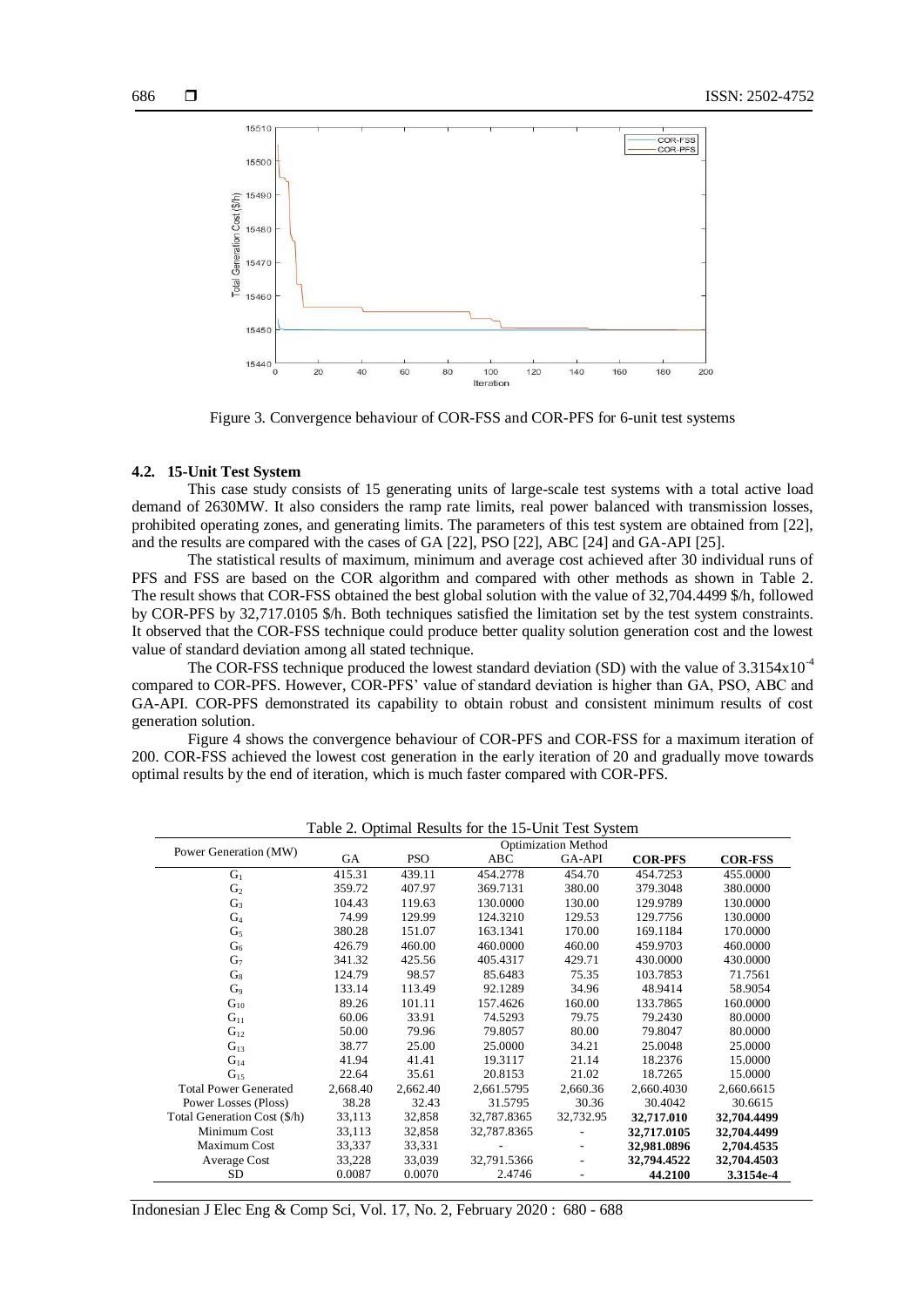15510
15500
15490
15480
15470
15460
15450
15440

Total Generation Cost ($/h)

0 20 40 60 80 100 120 140 160 180 200

Iteration

COR-FSS
COR-PFS

Figure 3. Convergence behaviour of COR-FSS and COR-PFS for 6-unit test systems

### 4.2. 15-Unit Test System

This case study consists of 15 generating units of large-scale test systems with a total active load demand of 2630MW. It also considers the ramp rate limits, real power balanced with transmission losses, prohibited operating zones, and generating limits. The parameters of this test system are obtained from [22], and the results are compared with the cases of GA [22], PSO [22], ABC [24] and GA-API [25].

The statistical results of maximum, minimum and average cost achieved after 30 individual runs of PFS and FSS are based on the COR algorithm and compared with other methods as shown in Table 2. The result shows that COR-FSS obtained the best global solution with the value of 32,704.4499 $/h, followed by COR-PFS by 32,717.0105 $/h. Both techniques satisfied the limitation set by the test system constraints. It observed that the COR-FSS technique could produce better quality solution generation cost and the lowest value of standard deviation among all stated technique.

The COR-FSS technique produced the lowest standard deviation (SD) with the value of $3.3154 \times 10^{-4}$ compared to COR-PFS. However, COR-PFS' value of standard deviation is higher than GA, PSO, ABC and GA-API. COR-PFS demonstrated its capability to obtain robust and consistent minimum results of cost generation solution.

Figure 4 shows the convergence behaviour of COR-PFS and COR-FSS for a maximum iteration of 200. COR-FSS achieved the lowest cost generation in the early iteration of 20 and gradually move towards optimal results by the end of iteration, which is much faster compared with COR-PFS.

Table 2. Optimal Results for the 15-Unit Test System

| Power Generation (MW) | Optimization Method | | | | | |
|---|---|---|---|---|---|---|
| | GA | PSO | ABC | GA-API | **COR-PFS** | **COR-FSS** |
| $G_1$ | 415.31 | 439.11 | 454.2778 | 454.70 | 454.7253 | 455.0000 |
| $G_2$ | 359.72 | 407.97 | 369.7131 | 380.00 | 379.3048 | 380.0000 |
| $G_3$ | 104.43 | 119.63 | 130.0000 | 130.00 | 129.9789 | 130.0000 |
| $G_4$ | 74.99 | 129.99 | 124.3210 | 129.53 | 129.7756 | 130.0000 |
| $G_5$ | 380.28 | 151.07 | 163.1341 | 170.00 | 169.1184 | 170.0000 |
| $G_6$ | 426.79 | 460.00 | 460.0000 | 460.00 | 459.9703 | 460.0000 |
| $G_7$ | 341.32 | 425.56 | 405.4317 | 429.71 | 430.0000 | 430.0000 |
| $G_8$ | 124.79 | 98.57 | 85.6483 | 75.35 | 103.7853 | 71.7561 |
| $G_9$ | 133.14 | 113.49 | 92.1289 | 34.96 | 48.9414 | 58.9054 |
| $G_{10}$ | 89.26 | 101.11 | 157.4626 | 160.00 | 133.7865 | 160.0000 |
| $G_{11}$ | 60.06 | 33.91 | 74.5293 | 79.75 | 79.2430 | 80.0000 |
| $G_{12}$ | 50.00 | 79.96 | 79.8057 | 80.00 | 79.8047 | 80.0000 |
| $G_{13}$ | 38.77 | 25.00 | 25.0000 | 34.21 | 25.0048 | 25.0000 |
| $G_{14}$ | 41.94 | 41.41 | 19.3117 | 21.14 | 18.2376 | 15.0000 |
| $G_{15}$ | 22.64 | 35.61 | 20.8153 | 21.02 | 18.7265 | 15.0000 |
| Total Power Generated | 2,668.40 | 2,662.40 | 2,661.5795 | 2,660.36 | 2,660.4030 | 2,660.6615 |
| Power Losses (Ploss) | 38.28 | 32.43 | 31.5795 | 30.36 | 30.4042 | 30.6615 |
| Total Generation Cost ($/h) | 33,113 | 32,858 | 32,787.8365 | 32,732.95 | **32,717.010** | **32,704.4499** |
| Minimum Cost | 33,113 | 32,858 | 32,787.8365 | - | **32,717.0105** | **32,704.4499** |
| Maximum Cost | 33,337 | 33,331 | - | - | **32,981.0896** | **2,704.4535** |
| Average Cost | 33,228 | 33,039 | 32,791.5366 | - | **32,794.4522** | **32,704.4503** |
| SD | 0.0087 | 0.0070 | 2.4746 | - | **44.2100** | **3.3154e-4** |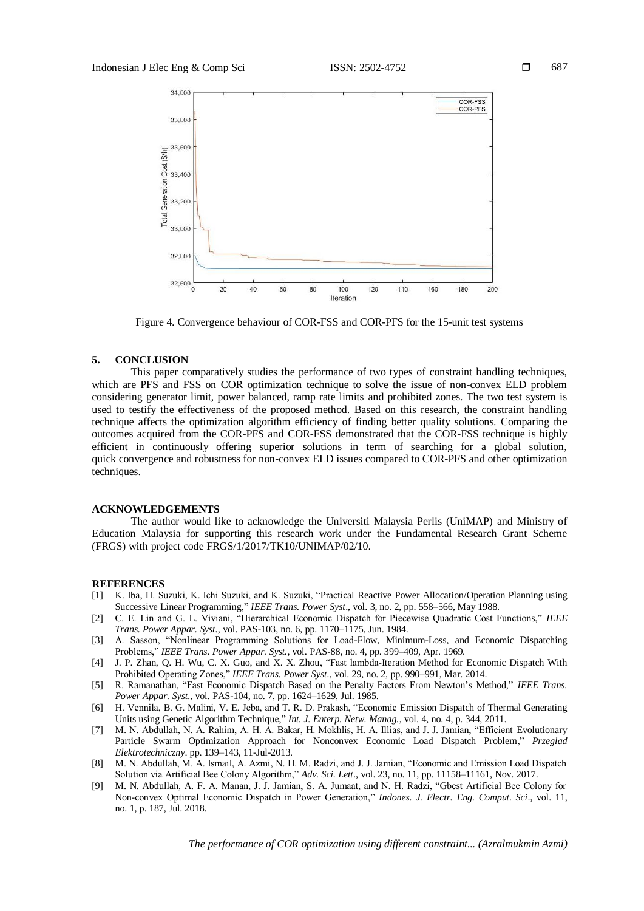Figure 4. Convergence behaviour of COR-FSS and COR-PFS for the 15-unit test systems

## 5. CONCLUSION

This paper comparatively studies the performance of two types of constraint handling techniques, which are PFS and FSS on COR optimization technique to solve the issue of non-convex ELD problem considering generator limit, power balanced, ramp rate limits and prohibited zones. The two test system is used to testify the effectiveness of the proposed method. Based on this research, the constraint handling technique affects the optimization algorithm efficiency of finding better quality solutions. Comparing the outcomes acquired from the COR-PFS and COR-FSS demonstrated that the COR-FSS technique is highly efficient in continuously offering superior solutions in term of searching for a global solution, quick convergence and robustness for non-convex ELD issues compared to COR-PFS and other optimization techniques.

## ACKNOWLEDGEMENTS

The author would like to acknowledge the Universiti Malaysia Perlis (UniMAP) and Ministry of Education Malaysia for supporting this research work under the Fundamental Research Grant Scheme (FRGS) with project code FRGS/1/2017/TK10/UNIMAP/02/10.

## REFERENCES

[1] K. Iba, H. Suzuki, K. Ichi Suzuki, and K. Suzuki, "Practical Reactive Power Allocation/Operation Planning using Successive Linear Programming," *IEEE Trans. Power Syst*., vol. 3, no. 2, pp. 558–566, May 1988.

[2] C. E. Lin and G. L. Viviani, "Hierarchical Economic Dispatch for Piecewise Quadratic Cost Functions," *IEEE Trans. Power Appar. Syst.*, vol. PAS-103, no. 6, pp. 1170–1175, Jun. 1984.

[3] A. Sasson, "Nonlinear Programming Solutions for Load-Flow, Minimum-Loss, and Economic Dispatching Problems," *IEEE Trans. Power Appar. Syst.*, vol. PAS-88, no. 4, pp. 399–409, Apr. 1969.

[4] J. P. Zhan, Q. H. Wu, C. X. Guo, and X. X. Zhou, "Fast lambda-Iteration Method for Economic Dispatch With Prohibited Operating Zones," *IEEE Trans. Power Syst.*, vol. 29, no. 2, pp. 990–991, Mar. 2014.

[5] R. Ramanathan, "Fast Economic Dispatch Based on the Penalty Factors From Newton's Method," *IEEE Trans. Power Appar. Syst.*, vol. PAS-104, no. 7, pp. 1624–1629, Jul. 1985.

[6] H. Vennila, B. G. Malini, V. E. Jeba, and T. R. D. Prakash, "Economic Emission Dispatch of Thermal Generating Units using Genetic Algorithm Technique," *Int. J. Enterp. Netw. Manag.*, vol. 4, no. 4, p. 344, 2011.

[7] M. N. Abdullah, N. A. Rahim, A. H. A. Bakar, H. Mokhlis, H. A. Illias, and J. J. Jamian, "Efficient Evolutionary Particle Swarm Optimization Approach for Nonconvex Economic Load Dispatch Problem," *Przeglad Elektrotechniczny*. pp. 139–143, 11-Jul-2013.

[8] M. N. Abdullah, M. A. Ismail, A. Azmi, N. H. M. Radzi, and J. J. Jamian, "Economic and Emission Load Dispatch Solution via Artificial Bee Colony Algorithm," *Adv. Sci. Lett*., vol. 23, no. 11, pp. 11158–11161, Nov. 2017.

[9] M. N. Abdullah, A. F. A. Manan, J. J. Jamian, S. A. Jumaat, and N. H. Radzi, "Gbest Artificial Bee Colony for Non-convex Optimal Economic Dispatch in Power Generation," *Indones. J. Electr. Eng. Comput. Sci*., vol. 11, no. 1, p. 187, Jul. 2018.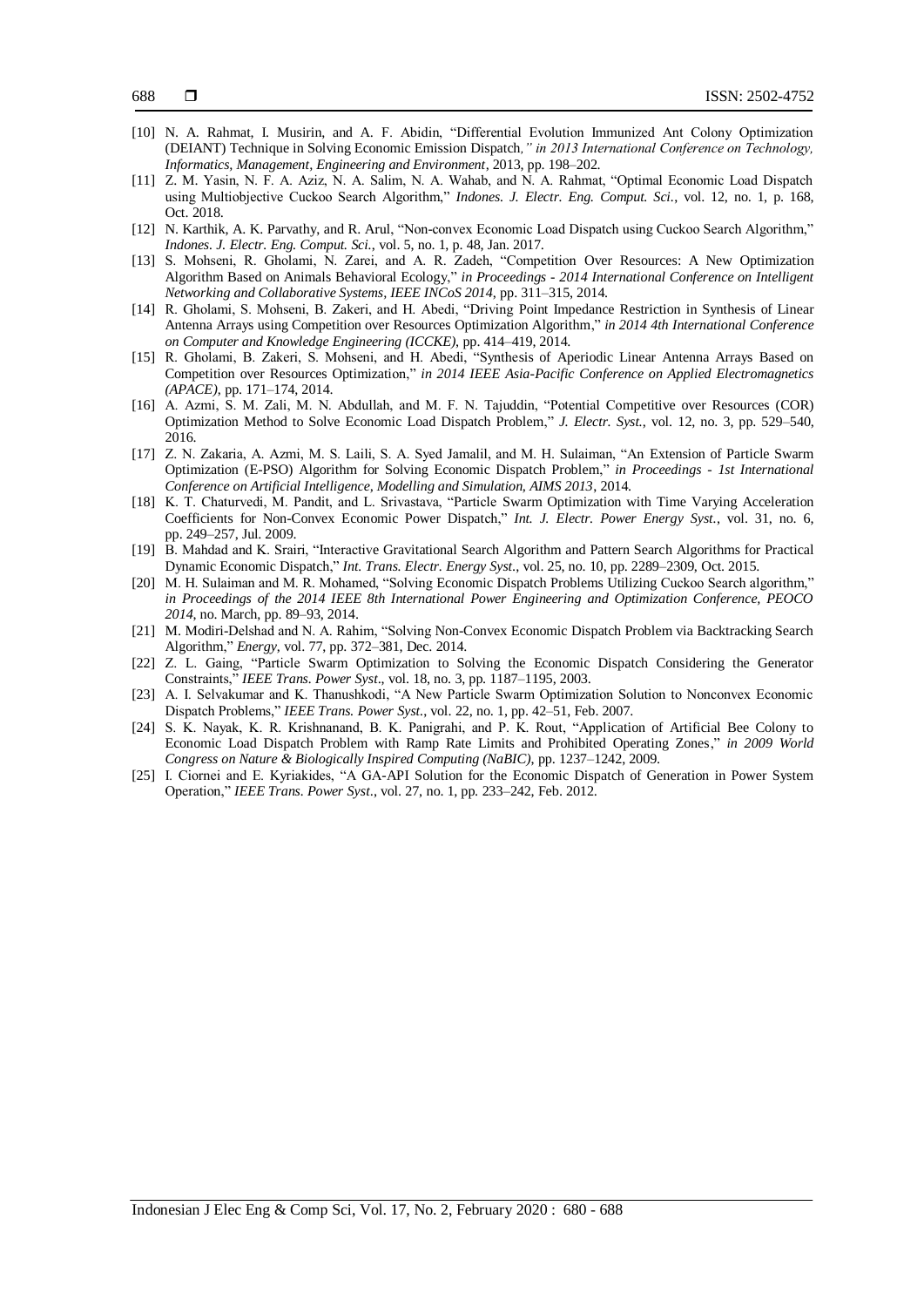[10] N. A. Rahmat, I. Musirin, and A. F. Abidin, "Differential Evolution Immunized Ant Colony Optimization (DEIANT) Technique in Solving Economic Emission Dispatch*," in 2013 International Conference on Technology, Informatics, Management, Engineering and Environment*, 2013, pp. 198–202.

[11] Z. M. Yasin, N. F. A. Aziz, N. A. Salim, N. A. Wahab, and N. A. Rahmat, "Optimal Economic Load Dispatch using Multiobjective Cuckoo Search Algorithm," *Indones. J. Electr. Eng. Comput. Sci.*, vol. 12, no. 1, p. 168, Oct. 2018.

[12] N. Karthik, A. K. Parvathy, and R. Arul, "Non-convex Economic Load Dispatch using Cuckoo Search Algorithm," *Indones. J. Electr. Eng. Comput. Sci.*, vol. 5, no. 1, p. 48, Jan. 2017.

[13] S. Mohseni, R. Gholami, N. Zarei, and A. R. Zadeh, "Competition Over Resources: A New Optimization Algorithm Based on Animals Behavioral Ecology," *in Proceedings - 2014 International Conference on Intelligent Networking and Collaborative Systems, IEEE INCoS 2014*, pp. 311–315, 2014.

[14] R. Gholami, S. Mohseni, B. Zakeri, and H. Abedi, "Driving Point Impedance Restriction in Synthesis of Linear Antenna Arrays using Competition over Resources Optimization Algorithm," *in 2014 4th International Conference on Computer and Knowledge Engineering (ICCKE)*, pp. 414–419, 2014.

[15] R. Gholami, B. Zakeri, S. Mohseni, and H. Abedi, "Synthesis of Aperiodic Linear Antenna Arrays Based on Competition over Resources Optimization," *in 2014 IEEE Asia-Pacific Conference on Applied Electromagnetics (APACE)*, pp. 171–174, 2014.

[16] A. Azmi, S. M. Zali, M. N. Abdullah, and M. F. N. Tajuddin, "Potential Competitive over Resources (COR) Optimization Method to Solve Economic Load Dispatch Problem," *J. Electr. Syst.*, vol. 12, no. 3, pp. 529–540, 2016.

[17] Z. N. Zakaria, A. Azmi, M. S. Laili, S. A. Syed Jamalil, and M. H. Sulaiman, "An Extension of Particle Swarm Optimization (E-PSO) Algorithm for Solving Economic Dispatch Problem," *in Proceedings - 1st International Conference on Artificial Intelligence, Modelling and Simulation, AIMS 2013*, 2014.

[18] K. T. Chaturvedi, M. Pandit, and L. Srivastava, "Particle Swarm Optimization with Time Varying Acceleration Coefficients for Non-Convex Economic Power Dispatch," *Int. J. Electr. Power Energy Syst.*, vol. 31, no. 6, pp. 249–257, Jul. 2009.

[19] B. Mahdad and K. Srairi, "Interactive Gravitational Search Algorithm and Pattern Search Algorithms for Practical Dynamic Economic Dispatch," *Int. Trans. Electr. Energy Syst*., vol. 25, no. 10, pp. 2289–2309, Oct. 2015.

[20] M. H. Sulaiman and M. R. Mohamed, "Solving Economic Dispatch Problems Utilizing Cuckoo Search algorithm," *in Proceedings of the 2014 IEEE 8th International Power Engineering and Optimization Conference, PEOCO 2014*, no. March, pp. 89–93, 2014.

[21] M. Modiri-Delshad and N. A. Rahim, "Solving Non-Convex Economic Dispatch Problem via Backtracking Search Algorithm," *Energy*, vol. 77, pp. 372–381, Dec. 2014.

[22] Z. L. Gaing, "Particle Swarm Optimization to Solving the Economic Dispatch Considering the Generator Constraints," *IEEE Trans. Power Syst*., vol. 18, no. 3, pp. 1187–1195, 2003.

[23] A. I. Selvakumar and K. Thanushkodi, "A New Particle Swarm Optimization Solution to Nonconvex Economic Dispatch Problems," *IEEE Trans. Power Syst.*, vol. 22, no. 1, pp. 42–51, Feb. 2007.

[24] S. K. Nayak, K. R. Krishnanand, B. K. Panigrahi, and P. K. Rout, "Application of Artificial Bee Colony to Economic Load Dispatch Problem with Ramp Rate Limits and Prohibited Operating Zones," *in 2009 World Congress on Nature & Biologically Inspired Computing (NaBIC)*, pp. 1237–1242, 2009.

[25] I. Ciornei and E. Kyriakides, "A GA-API Solution for the Economic Dispatch of Generation in Power System Operation," *IEEE Trans. Power Syst*., vol. 27, no. 1, pp. 233–242, Feb. 2012.